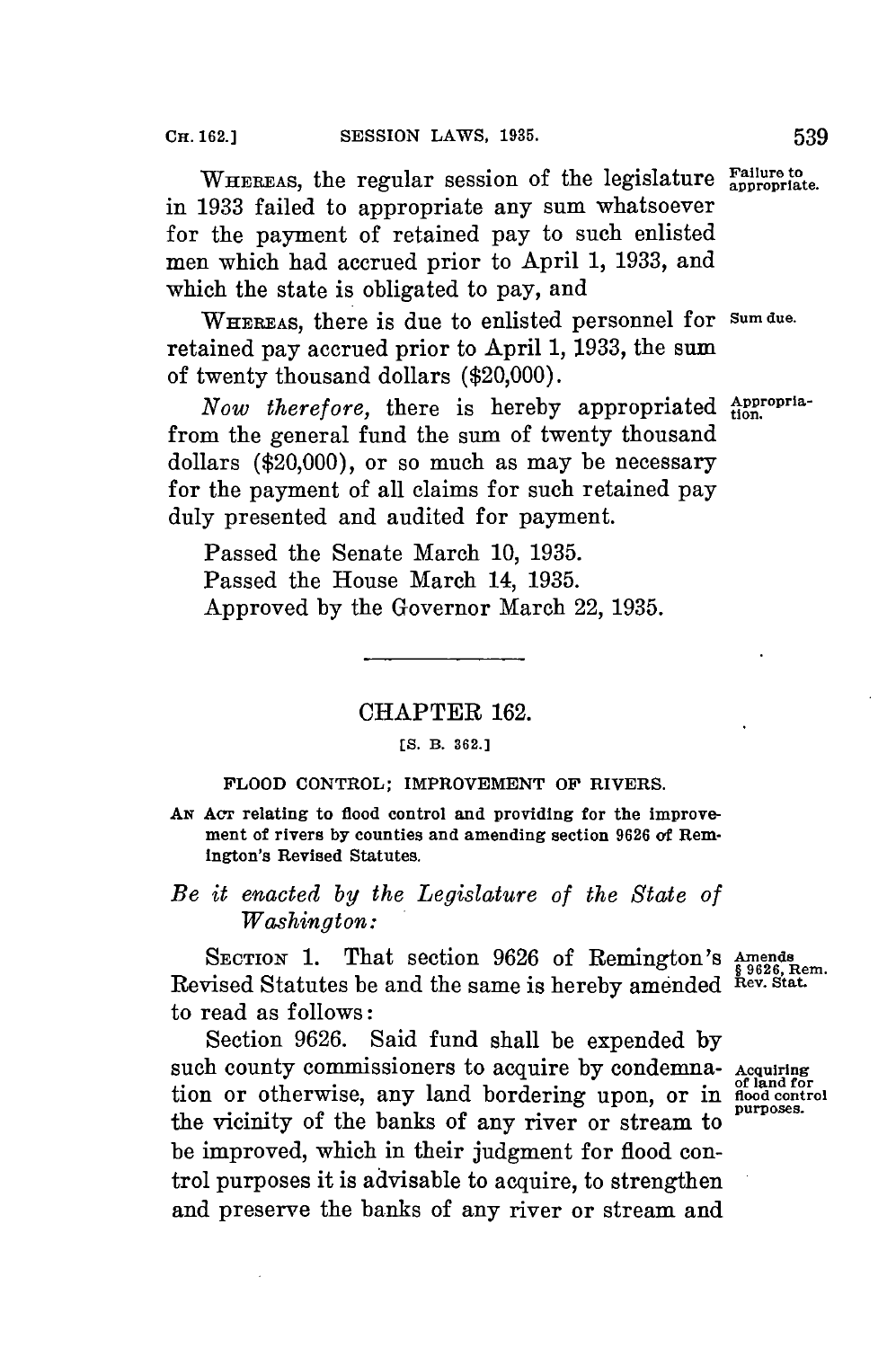WHEREAS, the regular session of the legislature in 1933 failed to appropriate any sum whatsoever for the payment of retained pay to such enlisted men which had accrued prior to April 1, 1933, and which the state is obligated to pay, and

Failure to appropriate.

WHEREAS, there is due to enlisted personnel for retained pay accrued prior to April 1, 1933, the sum of twenty thousand dollars ($20,000).

Sum due.

*Now therefore,* there is hereby appropriated from the general fund the sum of twenty thousand dollars ($20,000), or so much as may be necessary for the payment of all claims for such retained pay duly presented and audited for payment.

Appropriation.

Passed the Senate March 10, 1935.
Passed the House March 14, 1935.
Approved by the Governor March 22, 1935.

---

## CHAPTER 162.

[S. B. 362.]

### FLOOD CONTROL; IMPROVEMENT OF RIVERS.

AN ACT relating to flood control and providing for the improvement of rivers by counties and amending section 9626 of Remington's Revised Statutes.

*Be it enacted by the Legislature of the State of Washington:*

SECTION 1. That section 9626 of Remington's Revised Statutes be and the same is hereby amended to read as follows:

Amends § 9626, Rem. Rev. Stat.

Section 9626. Said fund shall be expended by such county commissioners to acquire by condemnation or otherwise, any land bordering upon, or in the vicinity of the banks of any river or stream to be improved, which in their judgment for flood control purposes it is advisable to acquire, to strengthen and preserve the banks of any river or stream and

Acquiring of land for flood control purposes.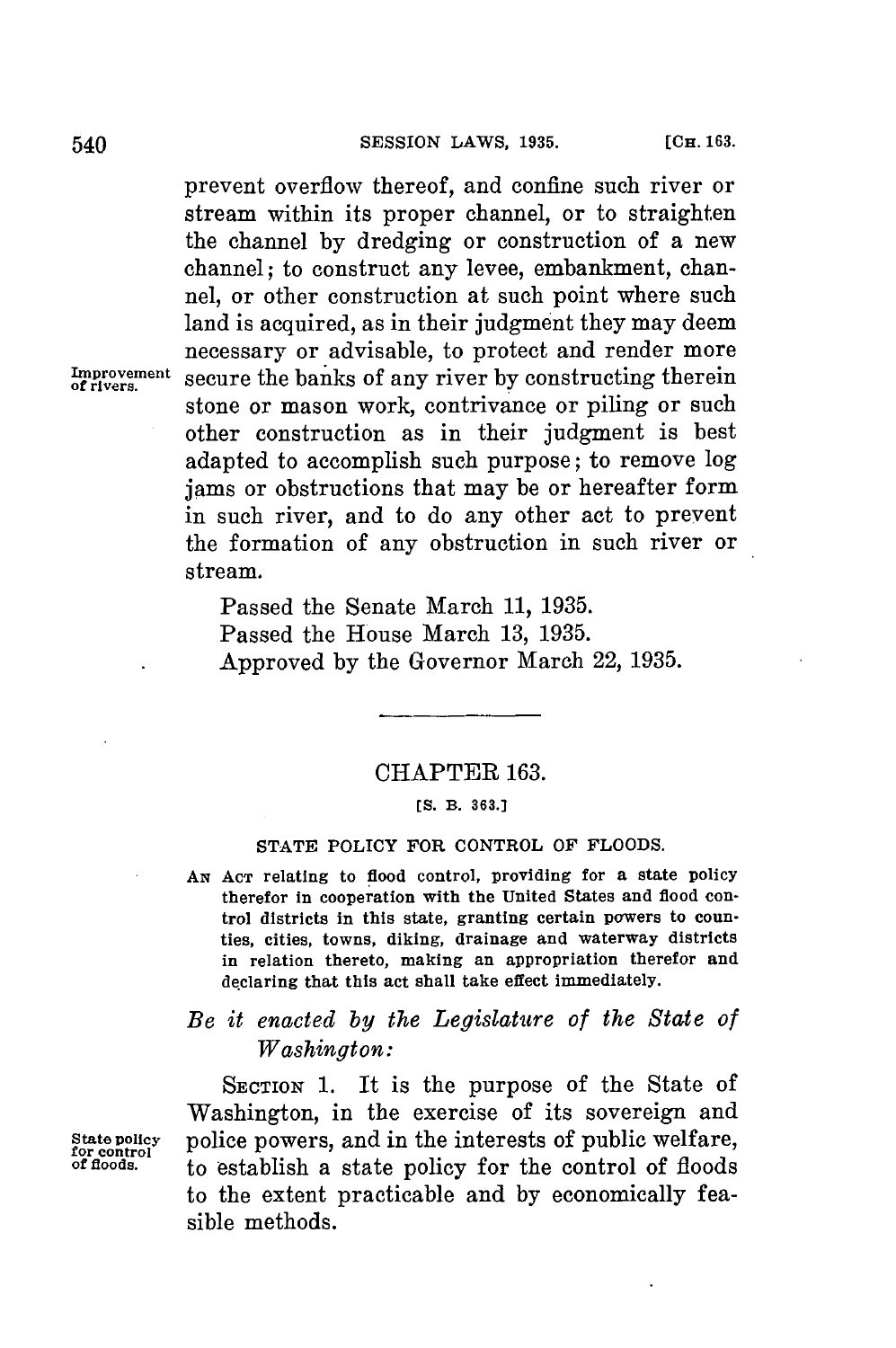prevent overflow thereof, and confine such river or stream within its proper channel, or to straighten the channel by dredging or construction of a new channel; to construct any levee, embankment, channel, or other construction at such point where such land is acquired, as in their judgment they may deem necessary or advisable, to protect and render more secure the banks of any river by constructing therein stone or mason work, contrivance or piling or such other construction as in their judgment is best adapted to accomplish such purpose; to remove log jams or obstructions that may be or hereafter form in such river, and to do any other act to prevent the formation of any obstruction in such river or stream.

Improvement of rivers.

Passed the Senate March 11, 1935.
Passed the House March 13, 1935.
Approved by the Governor March 22, 1935.

---

## CHAPTER 163.

[S. B. 363.]

### STATE POLICY FOR CONTROL OF FLOODS.

AN ACT relating to flood control, providing for a state policy therefor in cooperation with the United States and flood control districts in this state, granting certain powers to counties, cities, towns, diking, drainage and waterway districts in relation thereto, making an appropriation therefor and declaring that this act shall take effect immediately.

*Be it enacted by the Legislature of the State of Washington:*

SECTION 1. It is the purpose of the State of Washington, in the exercise of its sovereign and police powers, and in the interests of public welfare, to establish a state policy for the control of floods to the extent practicable and by economically feasible methods.

State policy for control of floods.